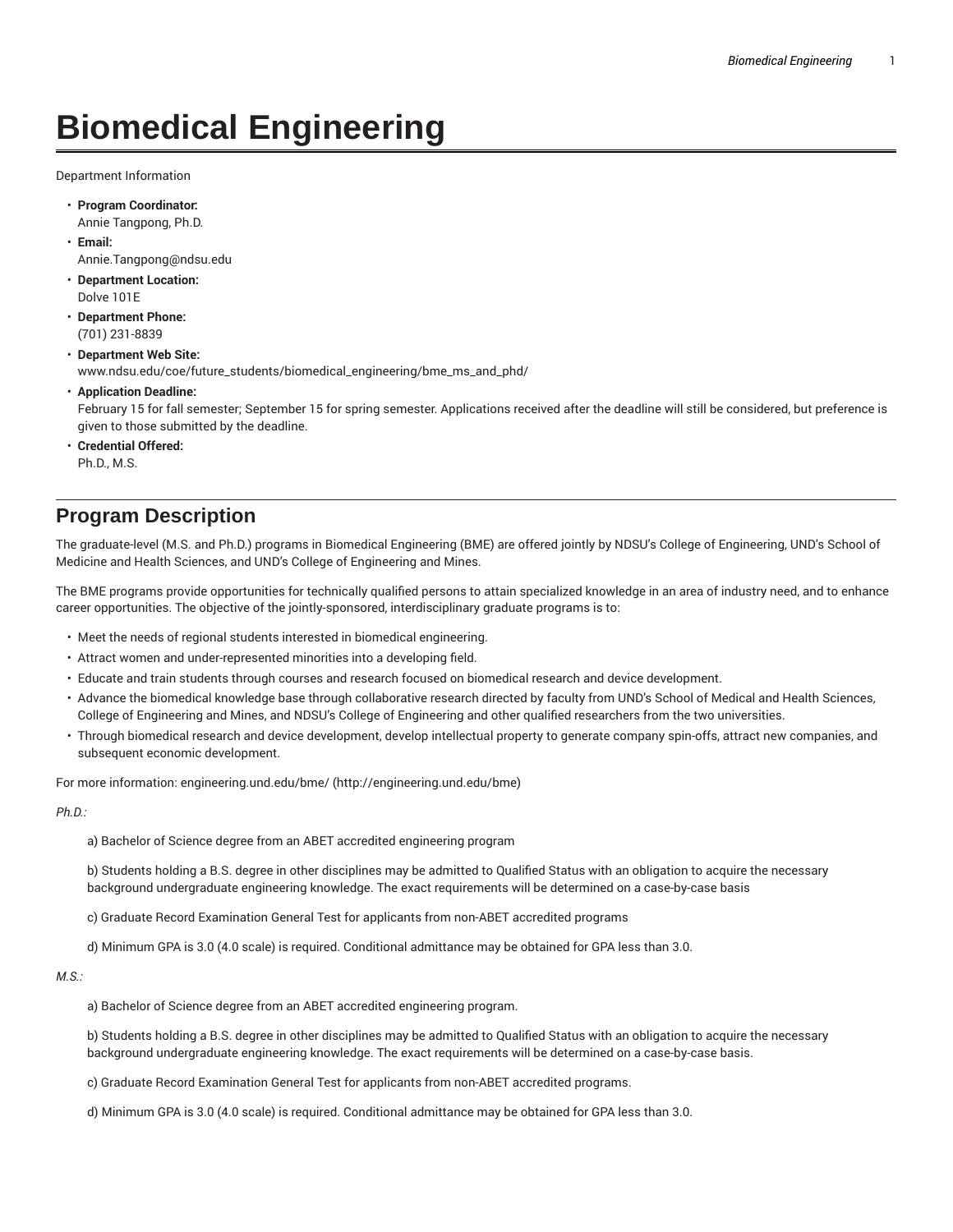# Biomedical Engineering

Department Information

- **Program Coordinator:**
  Annie Tangpong, Ph.D.
- **Email:**
  Annie.Tangpong@ndsu.edu
- **Department Location:**
  Dolve 101E
- **Department Phone:**
  (701) 231-8839
- **Department Web Site:**
  www.ndsu.edu/coe/future_students/biomedical_engineering/bme_ms_and_phd/
- **Application Deadline:**
  February 15 for fall semester; September 15 for spring semester. Applications received after the deadline will still be considered, but preference is given to those submitted by the deadline.
- **Credential Offered:**
  Ph.D., M.S.

## Program Description

The graduate-level (M.S. and Ph.D.) programs in Biomedical Engineering (BME) are offered jointly by NDSU's College of Engineering, UND's School of Medicine and Health Sciences, and UND's College of Engineering and Mines.

The BME programs provide opportunities for technically qualified persons to attain specialized knowledge in an area of industry need, and to enhance career opportunities. The objective of the jointly-sponsored, interdisciplinary graduate programs is to:

- Meet the needs of regional students interested in biomedical engineering.
- Attract women and under-represented minorities into a developing field.
- Educate and train students through courses and research focused on biomedical research and device development.
- Advance the biomedical knowledge base through collaborative research directed by faculty from UND's School of Medical and Health Sciences, College of Engineering and Mines, and NDSU's College of Engineering and other qualified researchers from the two universities.
- Through biomedical research and device development, develop intellectual property to generate company spin-offs, attract new companies, and subsequent economic development.

For more information: engineering.und.edu/bme/ (http://engineering.und.edu/bme)

*Ph.D.:*

a) Bachelor of Science degree from an ABET accredited engineering program

b) Students holding a B.S. degree in other disciplines may be admitted to Qualified Status with an obligation to acquire the necessary background undergraduate engineering knowledge. The exact requirements will be determined on a case-by-case basis

c) Graduate Record Examination General Test for applicants from non-ABET accredited programs

d) Minimum GPA is 3.0 (4.0 scale) is required. Conditional admittance may be obtained for GPA less than 3.0.

*M.S.:*

a) Bachelor of Science degree from an ABET accredited engineering program.

b) Students holding a B.S. degree in other disciplines may be admitted to Qualified Status with an obligation to acquire the necessary background undergraduate engineering knowledge. The exact requirements will be determined on a case-by-case basis.

c) Graduate Record Examination General Test for applicants from non-ABET accredited programs.

d) Minimum GPA is 3.0 (4.0 scale) is required. Conditional admittance may be obtained for GPA less than 3.0.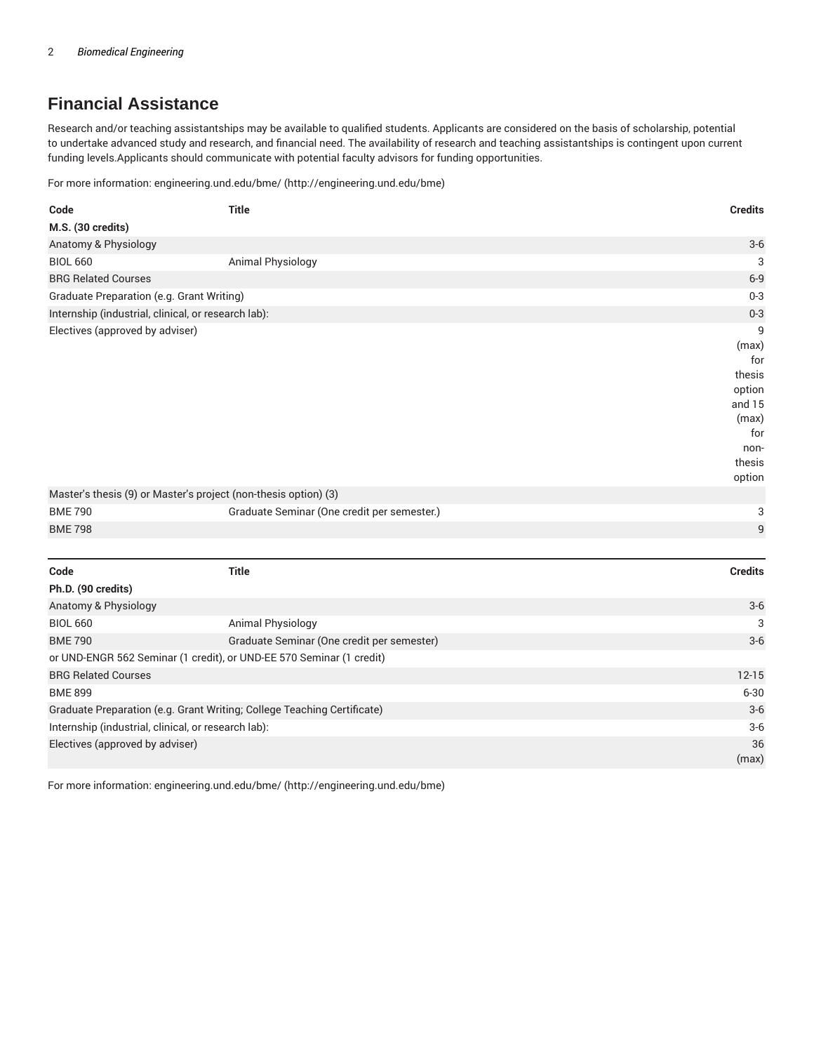## Financial Assistance

Research and/or teaching assistantships may be available to qualified students. Applicants are considered on the basis of scholarship, potential to undertake advanced study and research, and financial need. The availability of research and teaching assistantships is contingent upon current funding levels.Applicants should communicate with potential faculty advisors for funding opportunities.

For more information: engineering.und.edu/bme/ (http://engineering.und.edu/bme)

| Code | Title | Credits |
|---|---|---|
| **M.S. (30 credits)** | | |
| Anatomy & Physiology | | 3-6 |
| BIOL 660 | Animal Physiology | 3 |
| BRG Related Courses | | 6-9 |
| Graduate Preparation (e.g. Grant Writing) | | 0-3 |
| Internship (industrial, clinical, or research lab): | | 0-3 |
| Electives (approved by adviser) | | 9 (max) for thesis option and 15 (max) for non-thesis option |
| Master's thesis (9) or Master's project (non-thesis option) (3) | | |
| BME 790 | Graduate Seminar (One credit per semester.) | 3 |
| BME 798 | | 9 |

| Code | Title | Credits |
|---|---|---|
| **Ph.D. (90 credits)** | | |
| Anatomy & Physiology | | 3-6 |
| BIOL 660 | Animal Physiology | 3 |
| BME 790 | Graduate Seminar (One credit per semester) | 3-6 |
| or UND-ENGR 562 Seminar (1 credit), or UND-EE 570 Seminar (1 credit) | | |
| BRG Related Courses | | 12-15 |
| BME 899 | | 6-30 |
| Graduate Preparation (e.g. Grant Writing; College Teaching Certificate) | | 3-6 |
| Internship (industrial, clinical, or research lab): | | 3-6 |
| Electives (approved by adviser) | | 36 (max) |

For more information: engineering.und.edu/bme/ (http://engineering.und.edu/bme)